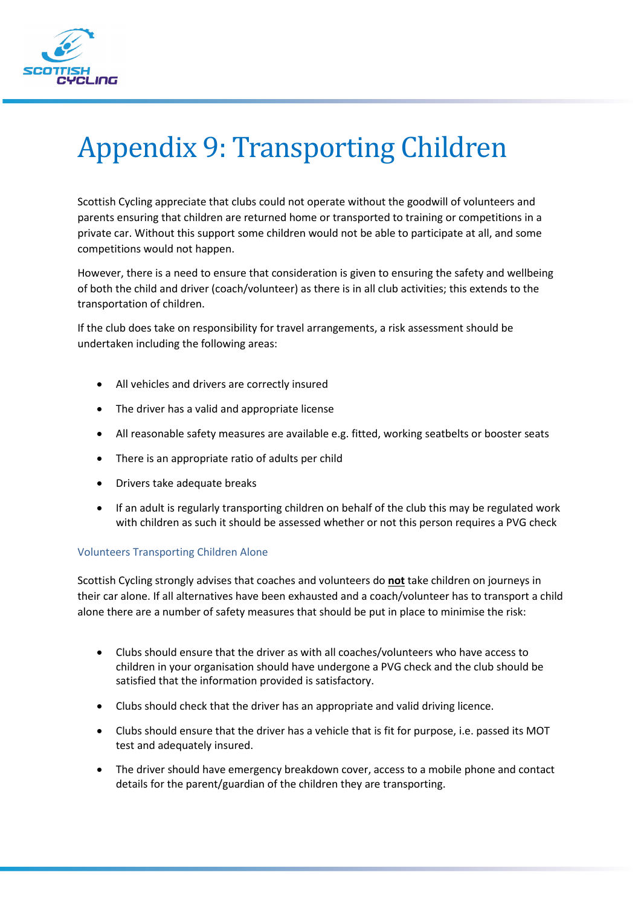# Appendix 9: Transporting Children

Scottish Cycling appreciate that clubs could not operate without the goodwill of volunteers and parents ensuring that children are returned home or transported to training or competitions in a private car. Without this support some children would not be able to participate at all, and some competitions would not happen.

However, there is a need to ensure that consideration is given to ensuring the safety and wellbeing of both the child and driver (coach/volunteer) as there is in all club activities; this extends to the transportation of children.

If the club does take on responsibility for travel arrangements, a risk assessment should be undertaken including the following areas:

- All vehicles and drivers are correctly insured
- The driver has a valid and appropriate license
- All reasonable safety measures are available e.g. fitted, working seatbelts or booster seats
- There is an appropriate ratio of adults per child
- Drivers take adequate breaks
- If an adult is regularly transporting children on behalf of the club this may be regulated work with children as such it should be assessed whether or not this person requires a PVG check

### Volunteers Transporting Children Alone

Scottish Cycling strongly advises that coaches and volunteers do **not** take children on journeys in their car alone. If all alternatives have been exhausted and a coach/volunteer has to transport a child alone there are a number of safety measures that should be put in place to minimise the risk:

- Clubs should ensure that the driver as with all coaches/volunteers who have access to children in your organisation should have undergone a PVG check and the club should be satisfied that the information provided is satisfactory.
- Clubs should check that the driver has an appropriate and valid driving licence.
- Clubs should ensure that the driver has a vehicle that is fit for purpose, i.e. passed its MOT test and adequately insured.
- The driver should have emergency breakdown cover, access to a mobile phone and contact details for the parent/guardian of the children they are transporting.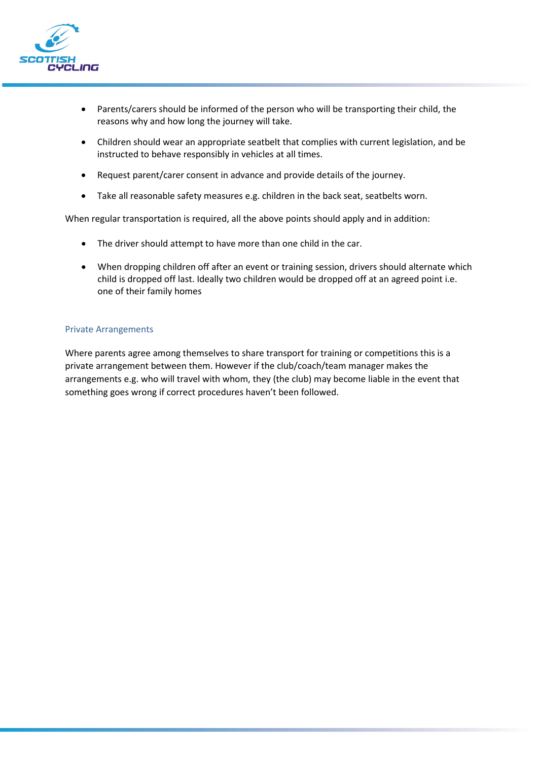- Parents/carers should be informed of the person who will be transporting their child, the reasons why and how long the journey will take.
- Children should wear an appropriate seatbelt that complies with current legislation, and be instructed to behave responsibly in vehicles at all times.
- Request parent/carer consent in advance and provide details of the journey.
- Take all reasonable safety measures e.g. children in the back seat, seatbelts worn.

When regular transportation is required, all the above points should apply and in addition:

- The driver should attempt to have more than one child in the car.
- When dropping children off after an event or training session, drivers should alternate which child is dropped off last. Ideally two children would be dropped off at an agreed point i.e. one of their family homes

### Private Arrangements

Where parents agree among themselves to share transport for training or competitions this is a private arrangement between them. However if the club/coach/team manager makes the arrangements e.g. who will travel with whom, they (the club) may become liable in the event that something goes wrong if correct procedures haven't been followed.